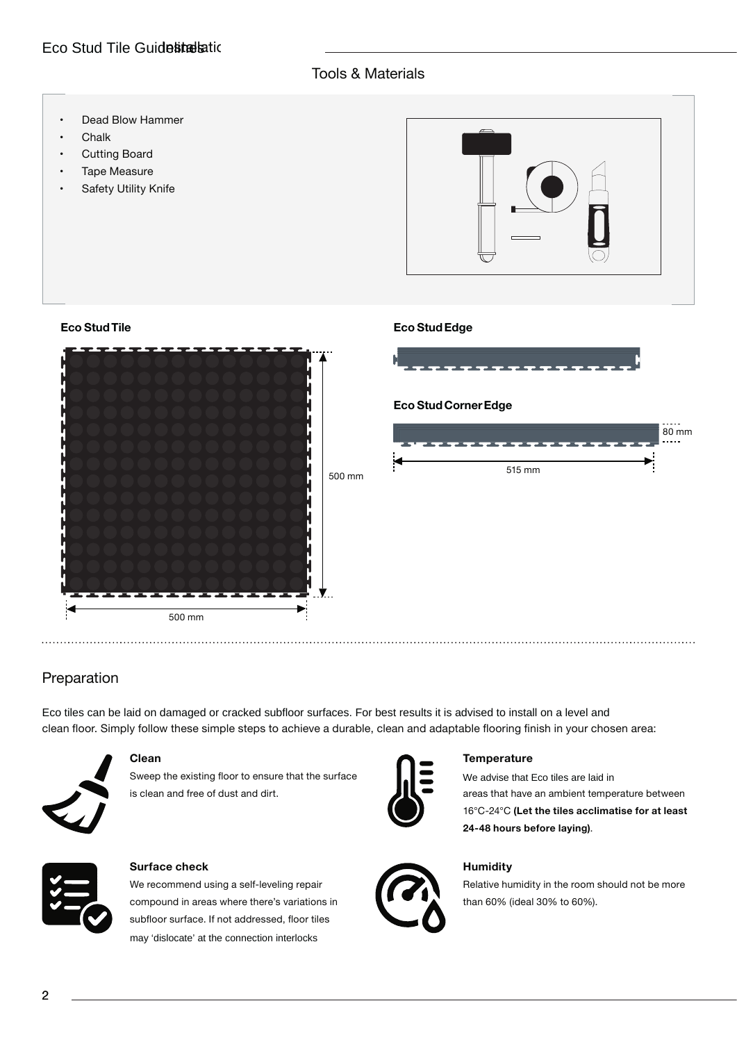## Tools & Materials

- Dead Blow Hammer
- Chalk
- Cutting Board
- Tape Measure
- Safety Utility Knife

**Eco Stud Tile**

500 mm

500 mm

**Eco Stud Edge**

**Eco Stud Corner Edge**

80 mm

515 mm

## Preparation

Eco tiles can be laid on damaged or cracked subfloor surfaces. For best results it is advised to install on a level and clean floor. Simply follow these simple steps to achieve a durable, clean and adaptable flooring finish in your chosen area:

**Clean**

Sweep the existing floor to ensure that the surface is clean and free of dust and dirt.

**Surface check**

We recommend using a self-leveling repair compound in areas where there's variations in subfloor surface. If not addressed, floor tiles may 'dislocate' at the connection interlocks

**Temperature**

We advise that Eco tiles are laid in areas that have an ambient temperature between 16°C-24°C **(Let the tiles acclimatise for at least 24-48 hours before laying)**.

**Humidity**

Relative humidity in the room should not be more than 60% (ideal 30% to 60%).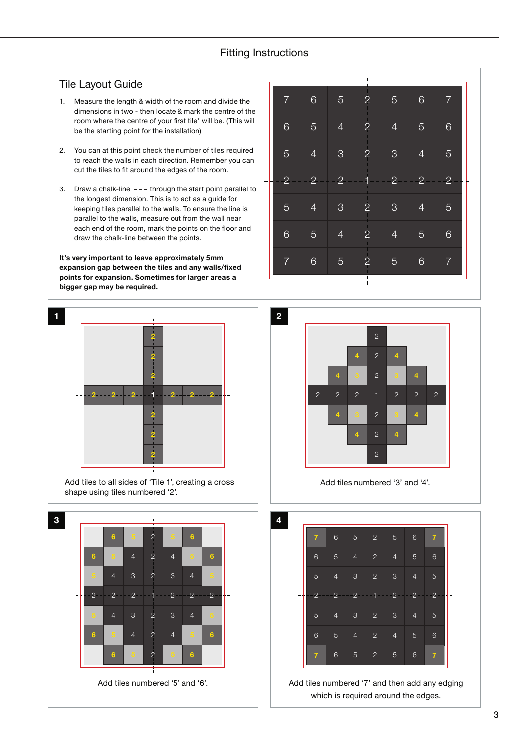# Fitting Instructions

## Tile Layout Guide

1. Measure the length & width of the room and divide the dimensions in two - then locate & mark the centre of the room where the centre of your first tile* will be. (This will be the starting point for the installation)

2. You can at this point check the number of tiles required to reach the walls in each direction. Remember you can cut the tiles to fit around the edges of the room.

3. Draw a chalk-line - - - through the start point parallel to the longest dimension. This is to act as a guide for keeping tiles parallel to the walls. To ensure the line is parallel to the walls, measure out from the wall near each end of the room, mark the points on the floor and draw the chalk-line between the points.

**It's very important to leave approximately 5mm expansion gap between the tiles and any walls/fixed points for expansion. Sometimes for larger areas a bigger gap may be required.**

| | | | | | | |
|---|---|---|---|---|---|---|
| 7 | 6 | 5 | 2 | 5 | 6 | 7 |
| 6 | 5 | 4 | 2 | 4 | 5 | 6 |
| 5 | 4 | 3 | 2 | 3 | 4 | 5 |
| 2 | 2 | 2 | 1 | 2 | 2 | 2 |
| 5 | 4 | 3 | 2 | 3 | 4 | 5 |
| 6 | 5 | 4 | 2 | 4 | 5 | 6 |
| 7 | 6 | 5 | 2 | 5 | 6 | 7 |

**1**

Add tiles to all sides of 'Tile 1', creating a cross shape using tiles numbered '2'.

**2**

Add tiles numbered '3' and '4'.

**3**

Add tiles numbered '5' and '6'.

**4**

Add tiles numbered '7' and then add any edging which is required around the edges.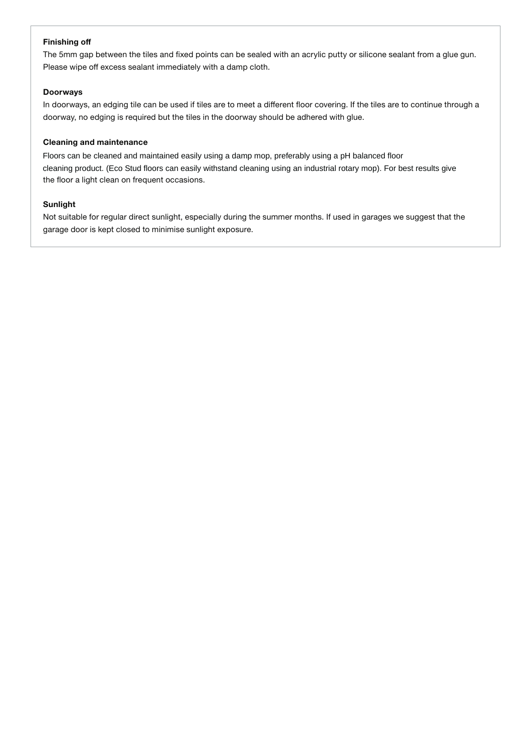**Finishing off**

The 5mm gap between the tiles and fixed points can be sealed with an acrylic putty or silicone sealant from a glue gun. Please wipe off excess sealant immediately with a damp cloth.

**Doorways**

In doorways, an edging tile can be used if tiles are to meet a different floor covering. If the tiles are to continue through a doorway, no edging is required but the tiles in the doorway should be adhered with glue.

**Cleaning and maintenance**

Floors can be cleaned and maintained easily using a damp mop, preferably using a pH balanced floor cleaning product. (Eco Stud floors can easily withstand cleaning using an industrial rotary mop). For best results give the floor a light clean on frequent occasions.

**Sunlight**

Not suitable for regular direct sunlight, especially during the summer months. If used in garages we suggest that the garage door is kept closed to minimise sunlight exposure.